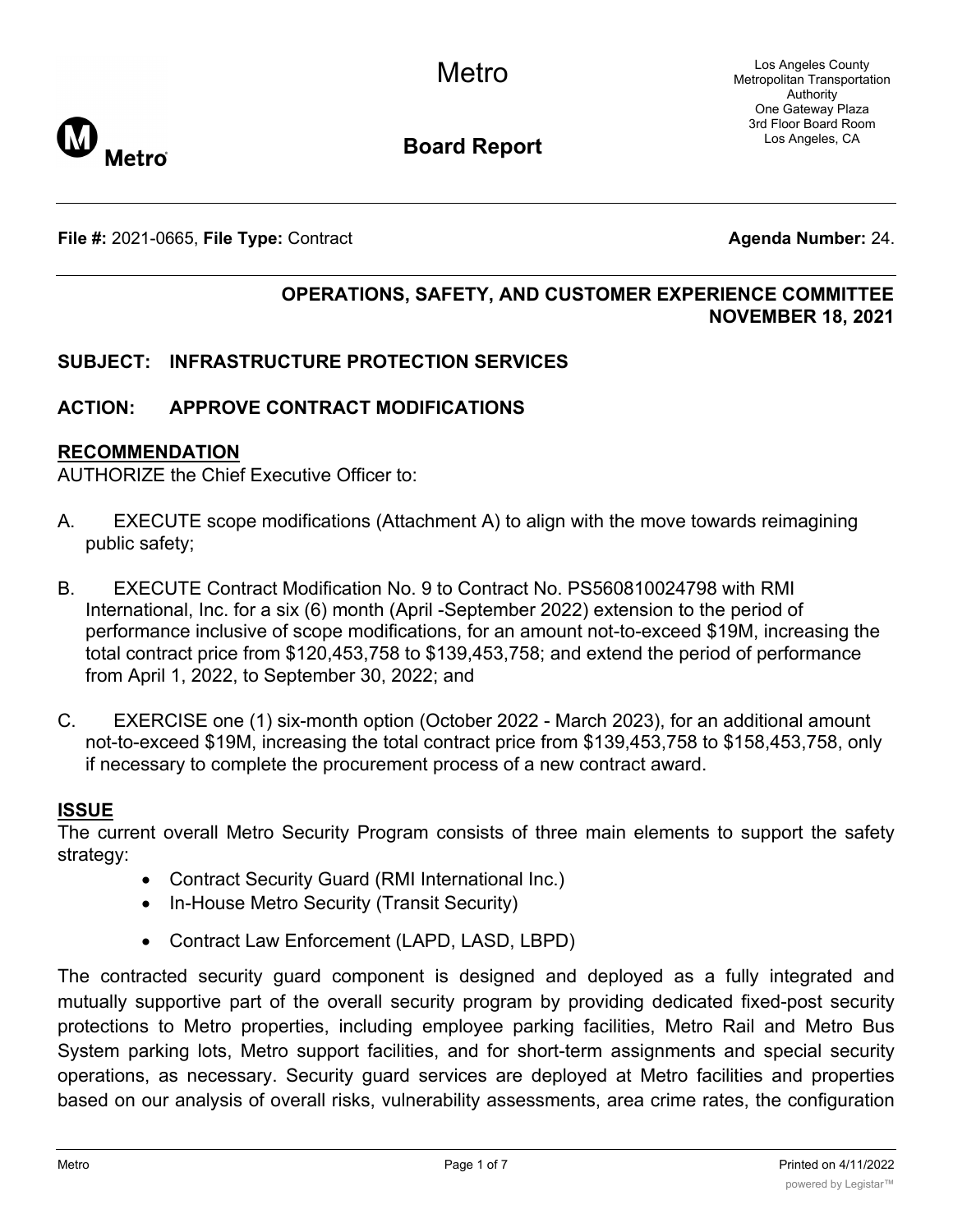# Metro

## Board Report

Los Angeles County Metropolitan Transportation Authority
One Gateway Plaza
3rd Floor Board Room
Los Angeles, CA

**File #:** 2021-0665, **File Type:** Contract **Agenda Number:** 24.

**OPERATIONS, SAFETY, AND CUSTOMER EXPERIENCE COMMITTEE**
**NOVEMBER 18, 2021**

**SUBJECT: INFRASTRUCTURE PROTECTION SERVICES**

**ACTION: APPROVE CONTRACT MODIFICATIONS**

## RECOMMENDATION

AUTHORIZE the Chief Executive Officer to:

A. EXECUTE scope modifications (Attachment A) to align with the move towards reimagining public safety;

B. EXECUTE Contract Modification No. 9 to Contract No. PS560810024798 with RMI International, Inc. for a six (6) month (April -September 2022) extension to the period of performance inclusive of scope modifications, for an amount not-to-exceed $19M, increasing the total contract price from $120,453,758 to $139,453,758; and extend the period of performance from April 1, 2022, to September 30, 2022; and

C. EXERCISE one (1) six-month option (October 2022 - March 2023), for an additional amount not-to-exceed $19M, increasing the total contract price from $139,453,758 to $158,453,758, only if necessary to complete the procurement process of a new contract award.

## ISSUE

The current overall Metro Security Program consists of three main elements to support the safety strategy:

- Contract Security Guard (RMI International Inc.)
- In-House Metro Security (Transit Security)
- Contract Law Enforcement (LAPD, LASD, LBPD)

The contracted security guard component is designed and deployed as a fully integrated and mutually supportive part of the overall security program by providing dedicated fixed-post security protections to Metro properties, including employee parking facilities, Metro Rail and Metro Bus System parking lots, Metro support facilities, and for short-term assignments and special security operations, as necessary. Security guard services are deployed at Metro facilities and properties based on our analysis of overall risks, vulnerability assessments, area crime rates, the configuration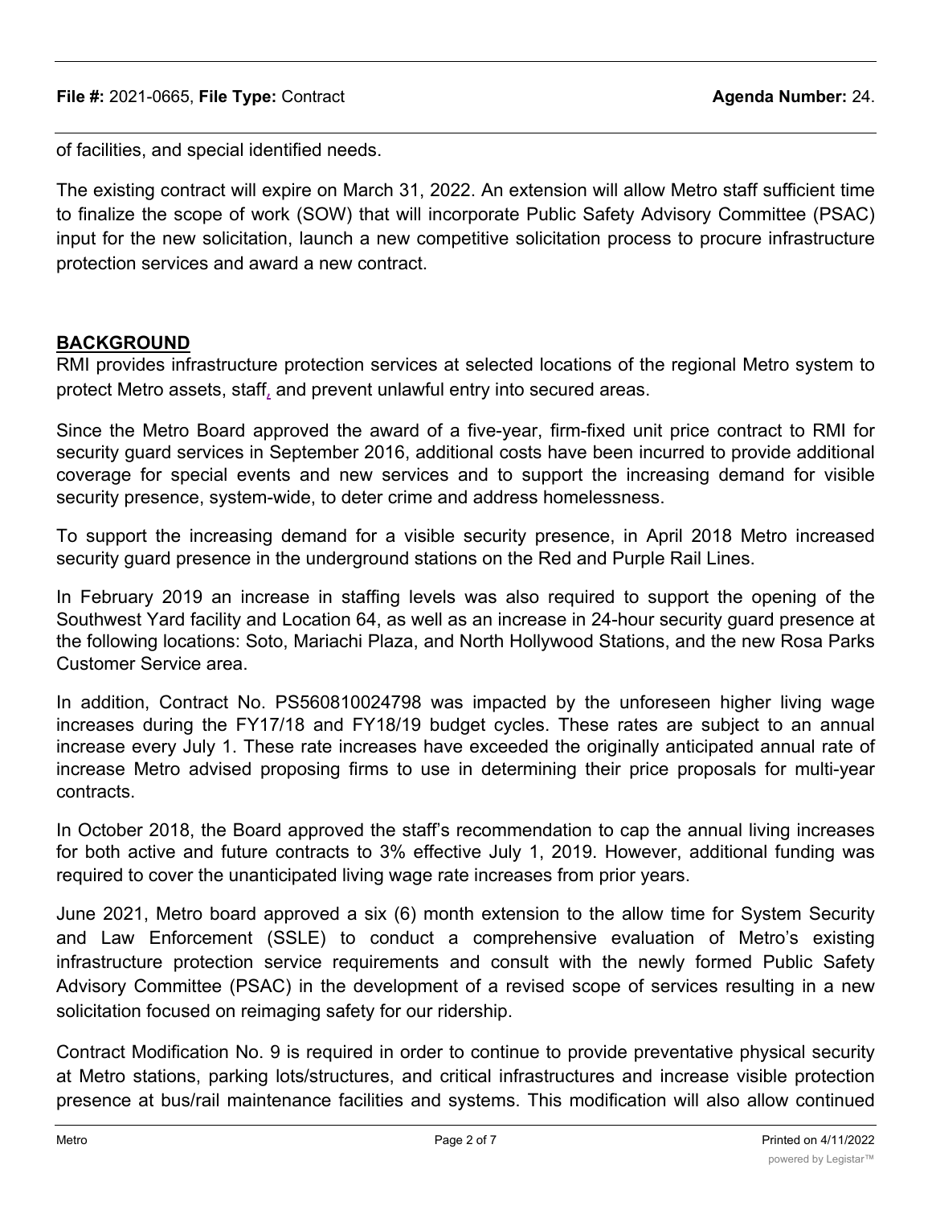of facilities, and special identified needs.

The existing contract will expire on March 31, 2022. An extension will allow Metro staff sufficient time to finalize the scope of work (SOW) that will incorporate Public Safety Advisory Committee (PSAC) input for the new solicitation, launch a new competitive solicitation process to procure infrastructure protection services and award a new contract.

## BACKGROUND

RMI provides infrastructure protection services at selected locations of the regional Metro system to protect Metro assets, staff, and prevent unlawful entry into secured areas.

Since the Metro Board approved the award of a five-year, firm-fixed unit price contract to RMI for security guard services in September 2016, additional costs have been incurred to provide additional coverage for special events and new services and to support the increasing demand for visible security presence, system-wide, to deter crime and address homelessness.

To support the increasing demand for a visible security presence, in April 2018 Metro increased security guard presence in the underground stations on the Red and Purple Rail Lines.

In February 2019 an increase in staffing levels was also required to support the opening of the Southwest Yard facility and Location 64, as well as an increase in 24-hour security guard presence at the following locations: Soto, Mariachi Plaza, and North Hollywood Stations, and the new Rosa Parks Customer Service area.

In addition, Contract No. PS560810024798 was impacted by the unforeseen higher living wage increases during the FY17/18 and FY18/19 budget cycles. These rates are subject to an annual increase every July 1. These rate increases have exceeded the originally anticipated annual rate of increase Metro advised proposing firms to use in determining their price proposals for multi-year contracts.

In October 2018, the Board approved the staff's recommendation to cap the annual living increases for both active and future contracts to 3% effective July 1, 2019. However, additional funding was required to cover the unanticipated living wage rate increases from prior years.

June 2021, Metro board approved a six (6) month extension to the allow time for System Security and Law Enforcement (SSLE) to conduct a comprehensive evaluation of Metro's existing infrastructure protection service requirements and consult with the newly formed Public Safety Advisory Committee (PSAC) in the development of a revised scope of services resulting in a new solicitation focused on reimaging safety for our ridership.

Contract Modification No. 9 is required in order to continue to provide preventative physical security at Metro stations, parking lots/structures, and critical infrastructures and increase visible protection presence at bus/rail maintenance facilities and systems. This modification will also allow continued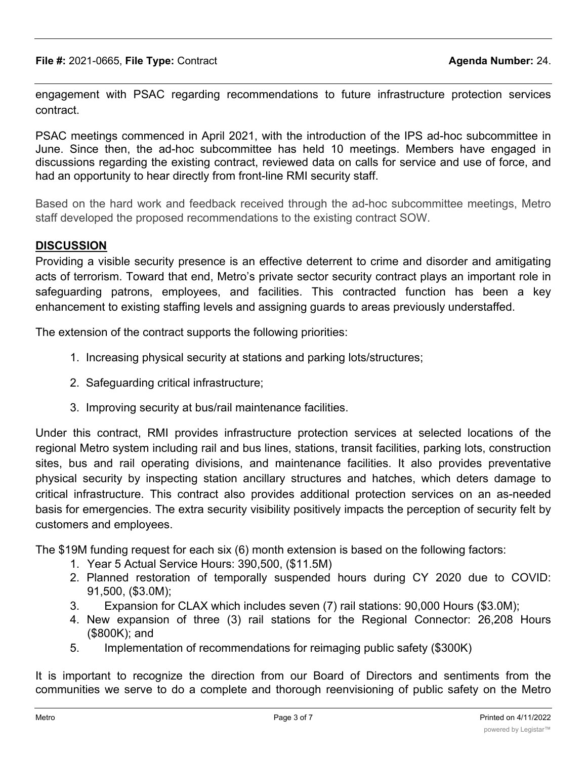engagement with PSAC regarding recommendations to future infrastructure protection services contract.

PSAC meetings commenced in April 2021, with the introduction of the IPS ad-hoc subcommittee in June. Since then, the ad-hoc subcommittee has held 10 meetings. Members have engaged in discussions regarding the existing contract, reviewed data on calls for service and use of force, and had an opportunity to hear directly from front-line RMI security staff.

Based on the hard work and feedback received through the ad-hoc subcommittee meetings, Metro staff developed the proposed recommendations to the existing contract SOW.

## DISCUSSION

Providing a visible security presence is an effective deterrent to crime and disorder and amitigating acts of terrorism. Toward that end, Metro's private sector security contract plays an important role in safeguarding patrons, employees, and facilities. This contracted function has been a key enhancement to existing staffing levels and assigning guards to areas previously understaffed.

The extension of the contract supports the following priorities:

1. Increasing physical security at stations and parking lots/structures;
2. Safeguarding critical infrastructure;
3. Improving security at bus/rail maintenance facilities.

Under this contract, RMI provides infrastructure protection services at selected locations of the regional Metro system including rail and bus lines, stations, transit facilities, parking lots, construction sites, bus and rail operating divisions, and maintenance facilities. It also provides preventative physical security by inspecting station ancillary structures and hatches, which deters damage to critical infrastructure. This contract also provides additional protection services on an as-needed basis for emergencies. The extra security visibility positively impacts the perception of security felt by customers and employees.

The $19M funding request for each six (6) month extension is based on the following factors:

1. Year 5 Actual Service Hours: 390,500, ($11.5M)
2. Planned restoration of temporally suspended hours during CY 2020 due to COVID: 91,500, ($3.0M);
3. Expansion for CLAX which includes seven (7) rail stations: 90,000 Hours ($3.0M);
4. New expansion of three (3) rail stations for the Regional Connector: 26,208 Hours ($800K); and
5. Implementation of recommendations for reimaging public safety ($300K)

It is important to recognize the direction from our Board of Directors and sentiments from the communities we serve to do a complete and thorough reenvisioning of public safety on the Metro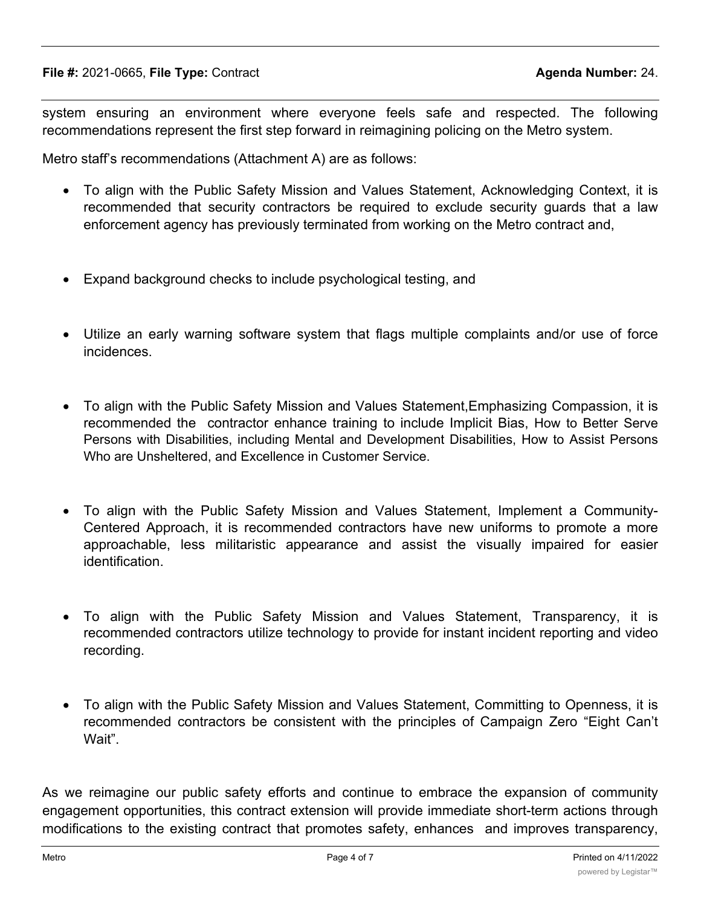system ensuring an environment where everyone feels safe and respected. The following recommendations represent the first step forward in reimagining policing on the Metro system.

Metro staff's recommendations (Attachment A) are as follows:

- To align with the Public Safety Mission and Values Statement, Acknowledging Context, it is recommended that security contractors be required to exclude security guards that a law enforcement agency has previously terminated from working on the Metro contract and,

- Expand background checks to include psychological testing, and

- Utilize an early warning software system that flags multiple complaints and/or use of force incidences.

- To align with the Public Safety Mission and Values Statement,Emphasizing Compassion, it is recommended the contractor enhance training to include Implicit Bias, How to Better Serve Persons with Disabilities, including Mental and Development Disabilities, How to Assist Persons Who are Unsheltered, and Excellence in Customer Service.

- To align with the Public Safety Mission and Values Statement, Implement a Community-Centered Approach, it is recommended contractors have new uniforms to promote a more approachable, less militaristic appearance and assist the visually impaired for easier identification.

- To align with the Public Safety Mission and Values Statement, Transparency, it is recommended contractors utilize technology to provide for instant incident reporting and video recording.

- To align with the Public Safety Mission and Values Statement, Committing to Openness, it is recommended contractors be consistent with the principles of Campaign Zero "Eight Can't Wait".

As we reimagine our public safety efforts and continue to embrace the expansion of community engagement opportunities, this contract extension will provide immediate short-term actions through modifications to the existing contract that promotes safety, enhances and improves transparency,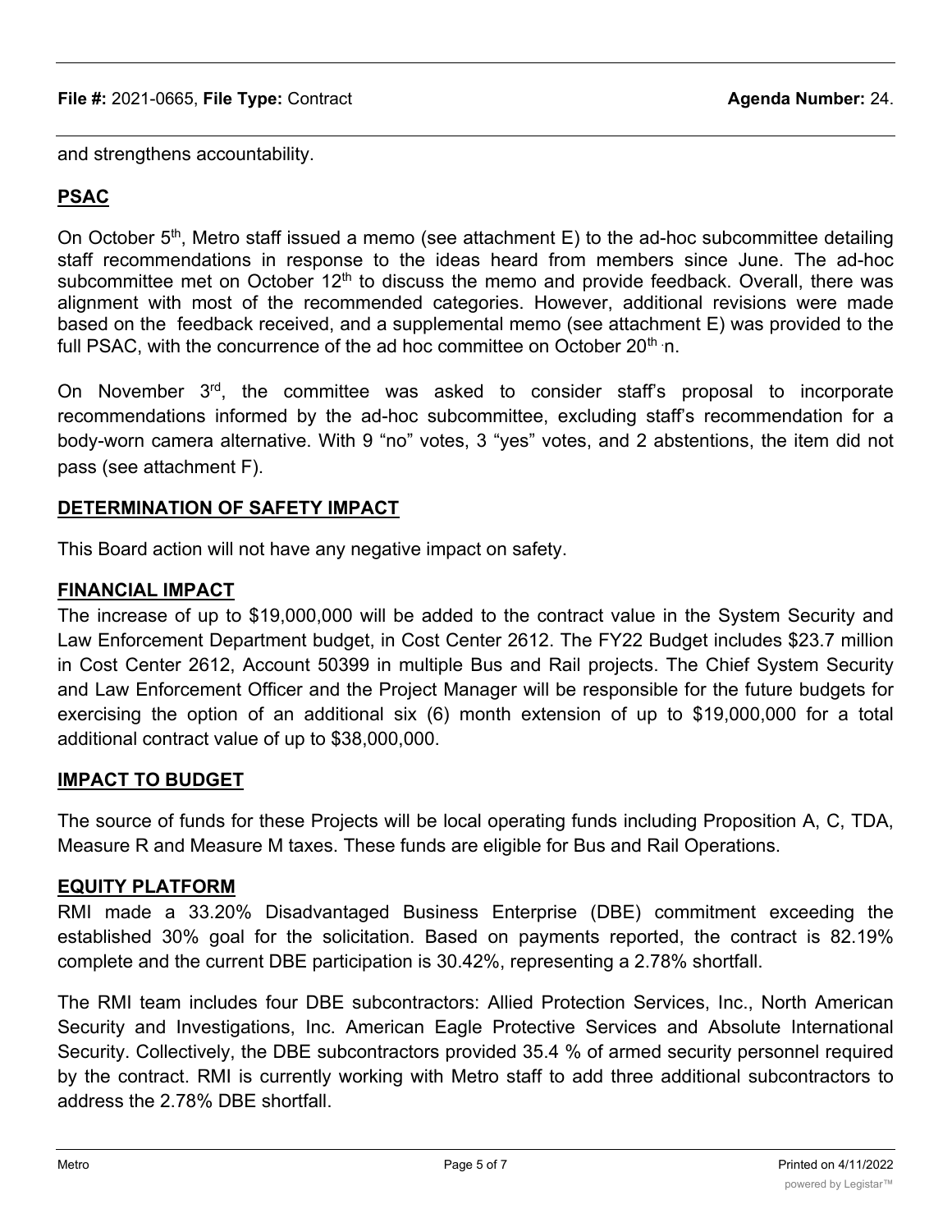and strengthens accountability.

## PSAC

On October 5th, Metro staff issued a memo (see attachment E) to the ad-hoc subcommittee detailing staff recommendations in response to the ideas heard from members since June. The ad-hoc subcommittee met on October 12th to discuss the memo and provide feedback. Overall, there was alignment with most of the recommended categories. However, additional revisions were made based on the feedback received, and a supplemental memo (see attachment E) was provided to the full PSAC, with the concurrence of the ad hoc committee on October 20th n.

On November 3rd, the committee was asked to consider staff's proposal to incorporate recommendations informed by the ad-hoc subcommittee, excluding staff's recommendation for a body-worn camera alternative. With 9 "no" votes, 3 "yes" votes, and 2 abstentions, the item did not pass (see attachment F).

## DETERMINATION OF SAFETY IMPACT

This Board action will not have any negative impact on safety.

## FINANCIAL IMPACT

The increase of up to $19,000,000 will be added to the contract value in the System Security and Law Enforcement Department budget, in Cost Center 2612. The FY22 Budget includes $23.7 million in Cost Center 2612, Account 50399 in multiple Bus and Rail projects. The Chief System Security and Law Enforcement Officer and the Project Manager will be responsible for the future budgets for exercising the option of an additional six (6) month extension of up to $19,000,000 for a total additional contract value of up to $38,000,000.

## IMPACT TO BUDGET

The source of funds for these Projects will be local operating funds including Proposition A, C, TDA, Measure R and Measure M taxes. These funds are eligible for Bus and Rail Operations.

## EQUITY PLATFORM

RMI made a 33.20% Disadvantaged Business Enterprise (DBE) commitment exceeding the established 30% goal for the solicitation. Based on payments reported, the contract is 82.19% complete and the current DBE participation is 30.42%, representing a 2.78% shortfall.

The RMI team includes four DBE subcontractors: Allied Protection Services, Inc., North American Security and Investigations, Inc. American Eagle Protective Services and Absolute International Security. Collectively, the DBE subcontractors provided 35.4 % of armed security personnel required by the contract. RMI is currently working with Metro staff to add three additional subcontractors to address the 2.78% DBE shortfall.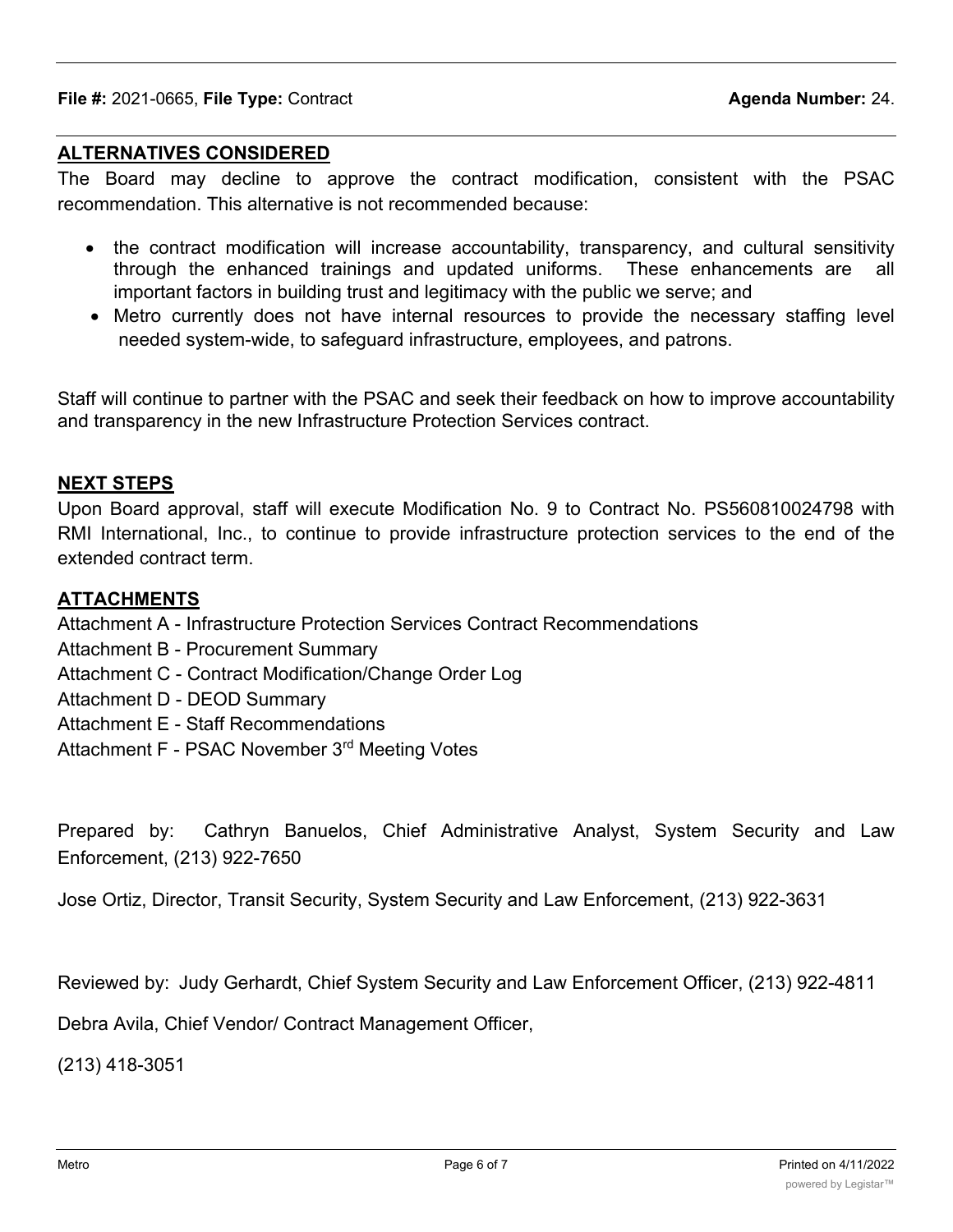## ALTERNATIVES CONSIDERED

The Board may decline to approve the contract modification, consistent with the PSAC recommendation. This alternative is not recommended because:

- the contract modification will increase accountability, transparency, and cultural sensitivity through the enhanced trainings and updated uniforms. These enhancements are all important factors in building trust and legitimacy with the public we serve; and
- Metro currently does not have internal resources to provide the necessary staffing level needed system-wide, to safeguard infrastructure, employees, and patrons.

Staff will continue to partner with the PSAC and seek their feedback on how to improve accountability and transparency in the new Infrastructure Protection Services contract.

## NEXT STEPS

Upon Board approval, staff will execute Modification No. 9 to Contract No. PS560810024798 with RMI International, Inc., to continue to provide infrastructure protection services to the end of the extended contract term.

## ATTACHMENTS

Attachment A - Infrastructure Protection Services Contract Recommendations
Attachment B - Procurement Summary
Attachment C - Contract Modification/Change Order Log
Attachment D - DEOD Summary
Attachment E - Staff Recommendations
Attachment F - PSAC November 3rd Meeting Votes

Prepared by: Cathryn Banuelos, Chief Administrative Analyst, System Security and Law Enforcement, (213) 922-7650

Jose Ortiz, Director, Transit Security, System Security and Law Enforcement, (213) 922-3631

Reviewed by: Judy Gerhardt, Chief System Security and Law Enforcement Officer, (213) 922-4811

Debra Avila, Chief Vendor/ Contract Management Officer,

(213) 418-3051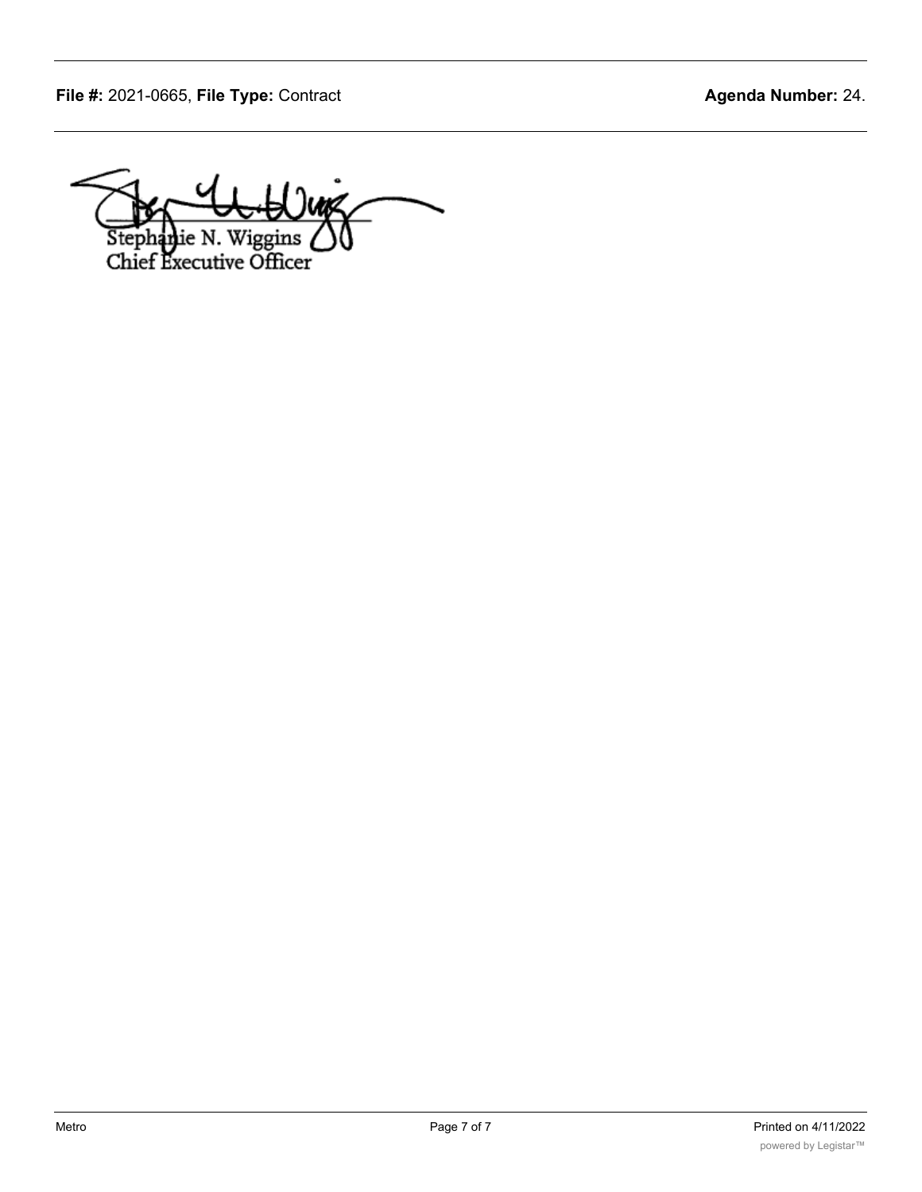Stephanie N. Wiggins
Chief Executive Officer